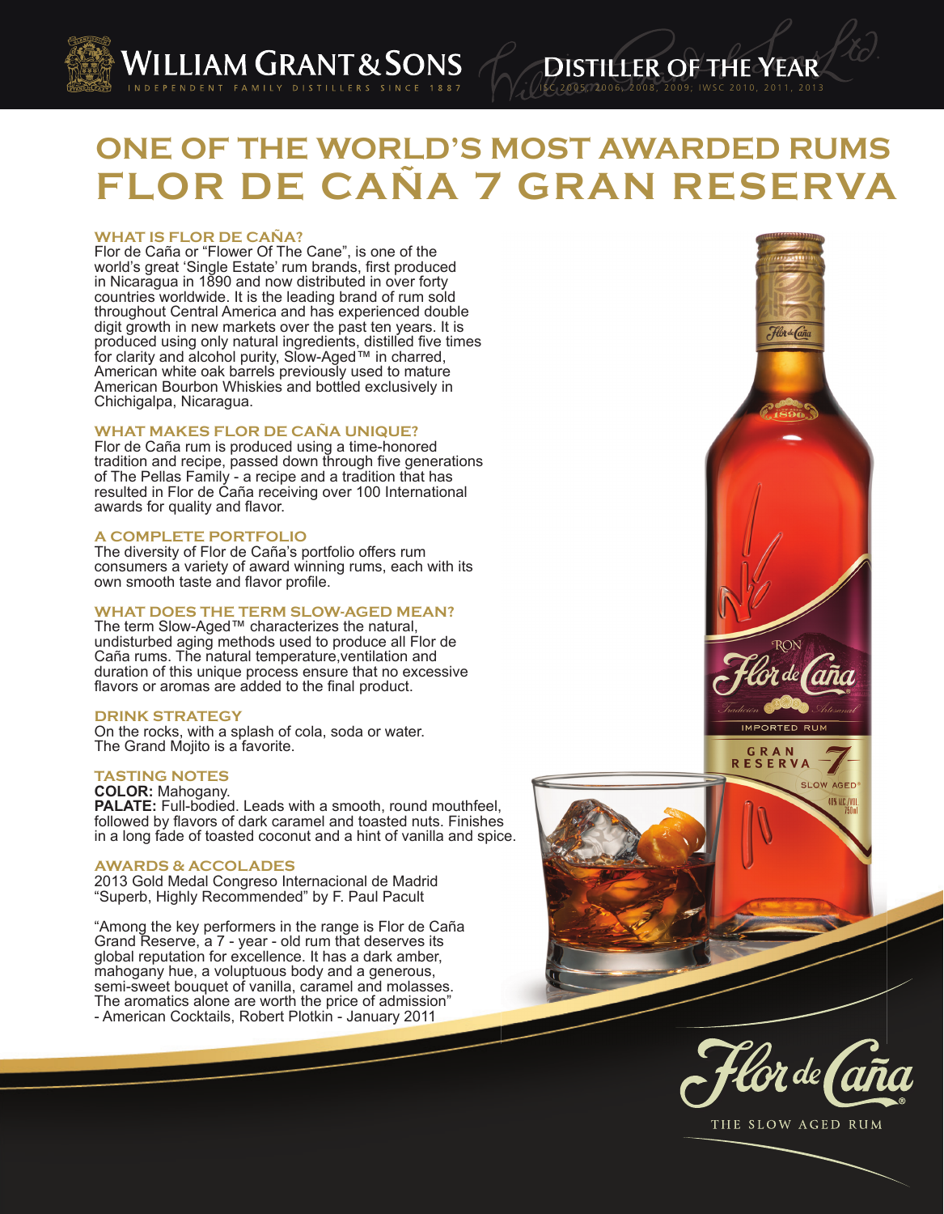WILLIAM GRANT & SONS
INDEPENDENT FAMILY DISTILLERS SINCE 1887

DISTILLER OF THE YEAR
ISC 2005, 2006, 2008, 2009; IWSC 2010, 2011, 2013

# ONE OF THE WORLD'S MOST AWARDED RUMS
# FLOR DE CAÑA 7 GRAN RESERVA

## WHAT IS FLOR DE CAÑA?

Flor de Caña or "Flower Of The Cane", is one of the world's great 'Single Estate' rum brands, first produced in Nicaragua in 1890 and now distributed in over forty countries worldwide. It is the leading brand of rum sold throughout Central America and has experienced double digit growth in new markets over the past ten years. It is produced using only natural ingredients, distilled five times for clarity and alcohol purity, Slow-Aged™ in charred, American white oak barrels previously used to mature American Bourbon Whiskies and bottled exclusively in Chichigalpa, Nicaragua.

## WHAT MAKES FLOR DE CAÑA UNIQUE?

Flor de Caña rum is produced using a time-honored tradition and recipe, passed down through five generations of The Pellas Family - a recipe and a tradition that has resulted in Flor de Caña receiving over 100 International awards for quality and flavor.

## A COMPLETE PORTFOLIO

The diversity of Flor de Caña's portfolio offers rum consumers a variety of award winning rums, each with its own smooth taste and flavor profile.

## WHAT DOES THE TERM SLOW-AGED MEAN?

The term Slow-Aged™ characterizes the natural, undisturbed aging methods used to produce all Flor de Caña rums. The natural temperature,ventilation and duration of this unique process ensure that no excessive flavors or aromas are added to the final product.

## DRINK STRATEGY

On the rocks, with a splash of cola, soda or water. The Grand Mojito is a favorite.

## TASTING NOTES

**COLOR:** Mahogany.
**PALATE:** Full-bodied. Leads with a smooth, round mouthfeel, followed by flavors of dark caramel and toasted nuts. Finishes in a long fade of toasted coconut and a hint of vanilla and spice.

## AWARDS & ACCOLADES

2013 Gold Medal Congreso Internacional de Madrid
"Superb, Highly Recommended" by F. Paul Pacult

"Among the key performers in the range is Flor de Caña Grand Reserve, a 7 - year - old rum that deserves its global reputation for excellence. It has a dark amber, mahogany hue, a voluptuous body and a generous, semi-sweet bouquet of vanilla, caramel and molasses. The aromatics alone are worth the price of admission"
- American Cocktails, Robert Plotkin - January 2011

Flor de Caña®
THE SLOW AGED RUM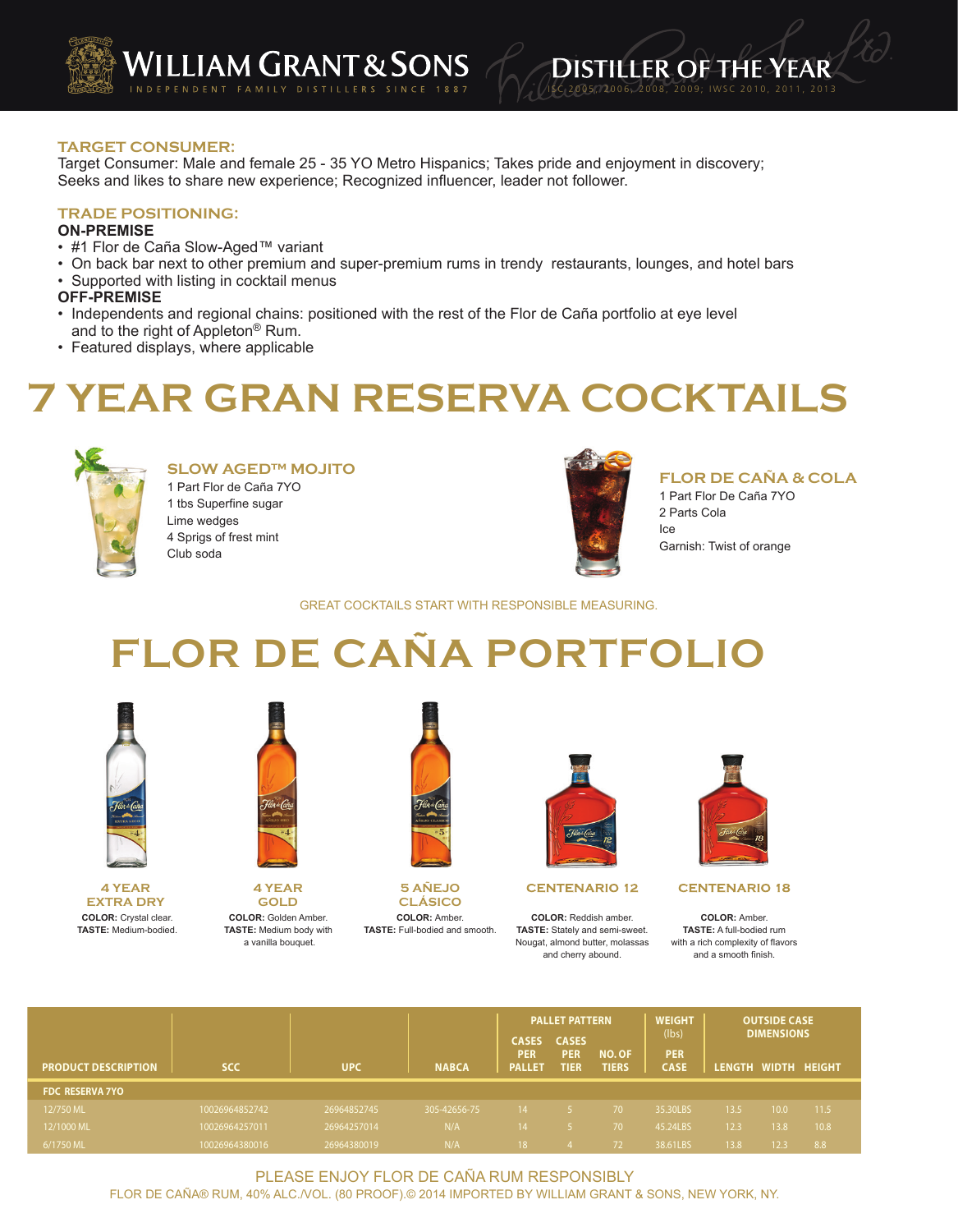WILLIAM GRANT & SONS
INDEPENDENT FAMILY DISTILLERS SINCE 1887

DISTILLER OF THE YEAR
ISC 2005, 2006, 2008, 2009; IWSC 2010, 2011, 2013

**TARGET CONSUMER:**

Target Consumer: Male and female 25 - 35 YO Metro Hispanics; Takes pride and enjoyment in discovery; Seeks and likes to share new experience; Recognized influencer, leader not follower.

**TRADE POSITIONING:**

**ON-PREMISE**

- #1 Flor de Caña Slow-Aged™ variant
- On back bar next to other premium and super-premium rums in trendy restaurants, lounges, and hotel bars
- Supported with listing in cocktail menus

**OFF-PREMISE**

- Independents and regional chains: positioned with the rest of the Flor de Caña portfolio at eye level and to the right of Appleton® Rum.
- Featured displays, where applicable

# 7 YEAR GRAN RESERVA COCKTAILS

### SLOW AGED™ MOJITO

1 Part Flor de Caña 7YO
1 tbs Superfine sugar
Lime wedges
4 Sprigs of frest mint
Club soda

### FLOR DE CAÑA & COLA

1 Part Flor De Caña 7YO
2 Parts Cola
Ice
Garnish: Twist of orange

GREAT COCKTAILS START WITH RESPONSIBLE MEASURING.

# FLOR DE CAÑA PORTFOLIO

### 4 YEAR EXTRA DRY

**COLOR:** Crystal clear.
**TASTE:** Medium-bodied.

### 4 YEAR GOLD

**COLOR:** Golden Amber.
**TASTE:** Medium body with a vanilla bouquet.

### 5 AÑEJO CLÁSICO

**COLOR:** Amber.
**TASTE:** Full-bodied and smooth.

### CENTENARIO 12

**COLOR:** Reddish amber.
**TASTE:** Stately and semi-sweet. Nougat, almond butter, molassas and cherry abound.

### CENTENARIO 18

**COLOR:** Amber.
**TASTE:** A full-bodied rum with a rich complexity of flavors and a smooth finish.

| PRODUCT DESCRIPTION | SCC | UPC | NABCA | PALLET PATTERN | | | WEIGHT (lbs) | OUTSIDE CASE DIMENSIONS | | |
|---|---|---|---|---|---|---|---|---|---|---|
| | | | | CASES PER PALLET | CASES PER TIER | NO. OF TIERS | PER CASE | LENGTH | WIDTH | HEIGHT |
| **FDC RESERVA 7YO** | | | | | | | | | | |
| 12/750 ML | 10026964852742 | 26964852745 | 305-42656-75 | 14 | 5 | 70 | 35.30LBS | 13.5 | 10.0 | 11.5 |
| 12/1000 ML | 10026964257011 | 26964257014 | N/A | 14 | 5 | 70 | 45.24LBS | 12.3 | 13.8 | 10.8 |
| 6/1750 ML | 10026964380016 | 26964380019 | N/A | 18 | 4 | 72 | 38.61LBS | 13.8 | 12.3 | 8.8 |

PLEASE ENJOY FLOR DE CAÑA RUM RESPONSIBLY

FLOR DE CAÑA® RUM, 40% ALC./VOL. (80 PROOF).© 2014 IMPORTED BY WILLIAM GRANT & SONS, NEW YORK, NY.